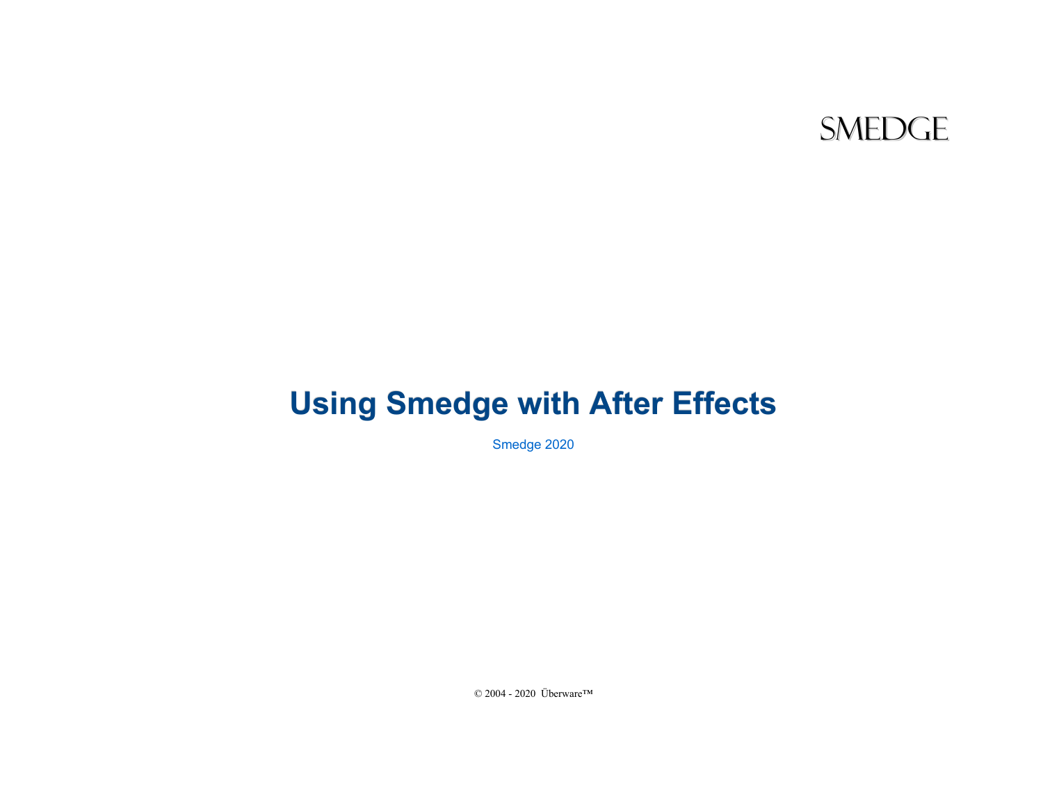SMEDGE

# Using Smedge with After Effects

Smedge 2020

© 2004 - 2020 Überware™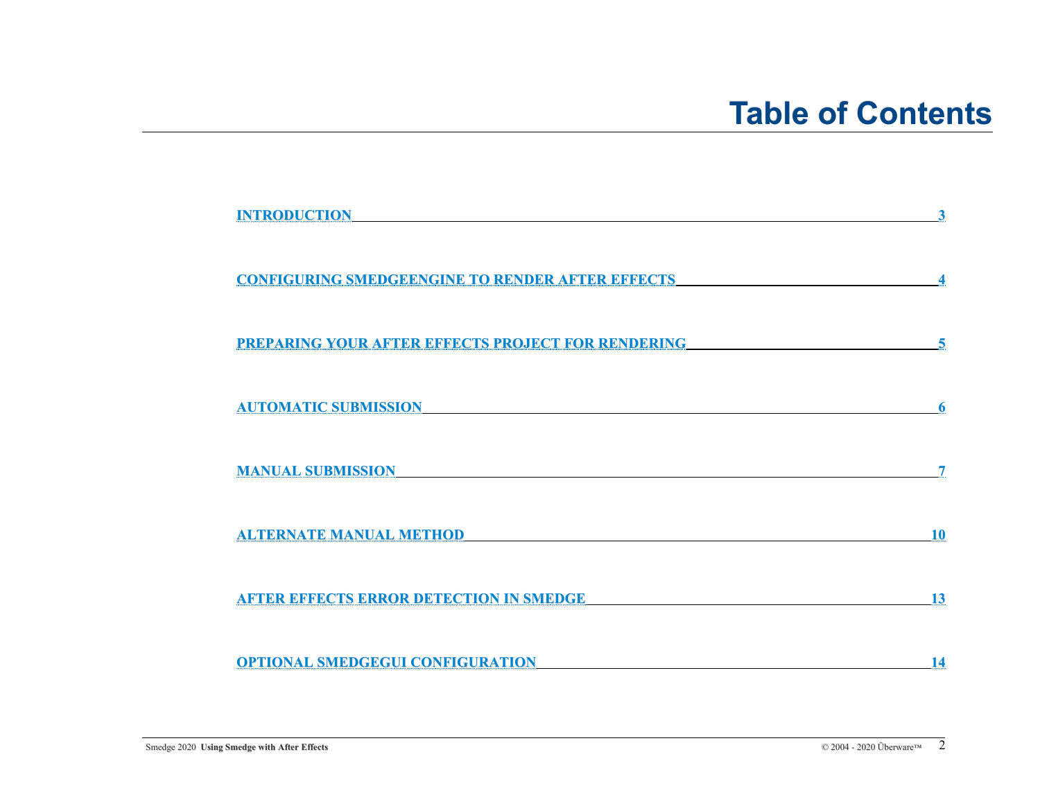# Table of Contents

| | |
|---|---|
| INTRODUCTION | 3 |
| CONFIGURING SMEDGEENGINE TO RENDER AFTER EFFECTS | 4 |
| PREPARING YOUR AFTER EFFECTS PROJECT FOR RENDERING | 5 |
| AUTOMATIC SUBMISSION | 6 |
| MANUAL SUBMISSION | 7 |
| ALTERNATE MANUAL METHOD | 10 |
| AFTER EFFECTS ERROR DETECTION IN SMEDGE | 13 |
| OPTIONAL SMEDGEGUI CONFIGURATION | 14 |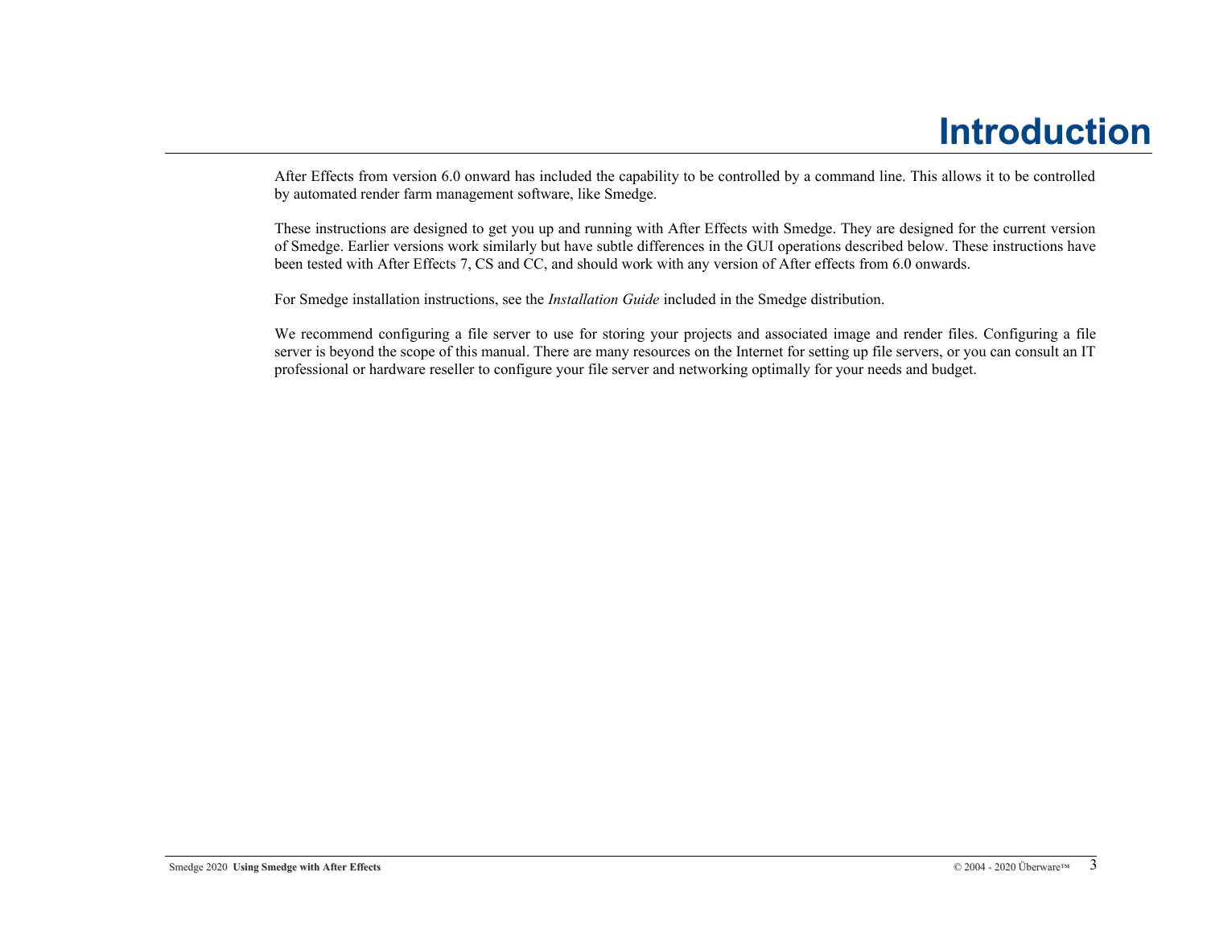# Introduction

After Effects from version 6.0 onward has included the capability to be controlled by a command line. This allows it to be controlled by automated render farm management software, like Smedge.

These instructions are designed to get you up and running with After Effects with Smedge. They are designed for the current version of Smedge. Earlier versions work similarly but have subtle differences in the GUI operations described below. These instructions have been tested with After Effects 7, CS and CC, and should work with any version of After effects from 6.0 onwards.

For Smedge installation instructions, see the *Installation Guide* included in the Smedge distribution.

We recommend configuring a file server to use for storing your projects and associated image and render files. Configuring a file server is beyond the scope of this manual. There are many resources on the Internet for setting up file servers, or you can consult an IT professional or hardware reseller to configure your file server and networking optimally for your needs and budget.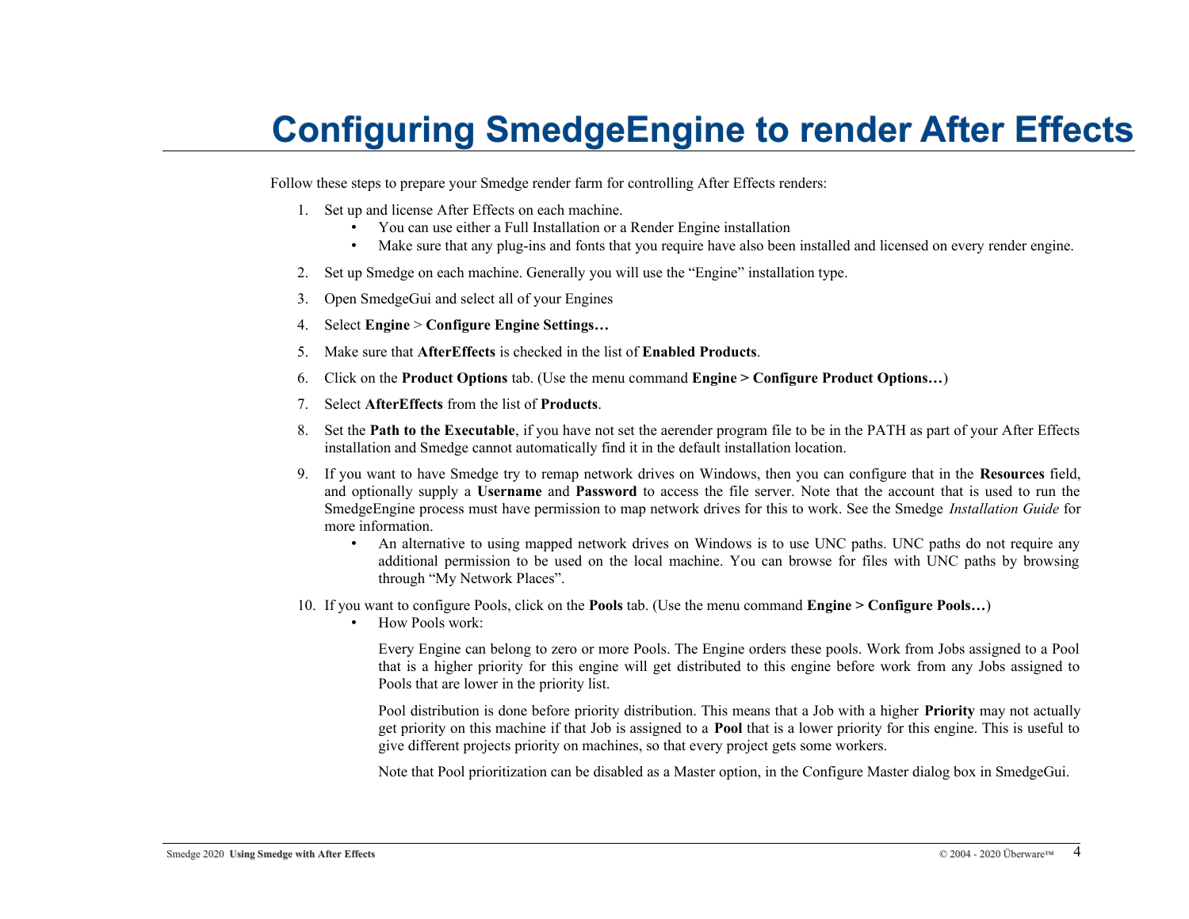# Configuring SmedgeEngine to render After Effects

Follow these steps to prepare your Smedge render farm for controlling After Effects renders:

1. Set up and license After Effects on each machine.
    - You can use either a Full Installation or a Render Engine installation
    - Make sure that any plug-ins and fonts that you require have also been installed and licensed on every render engine.
2. Set up Smedge on each machine. Generally you will use the “Engine” installation type.
3. Open SmedgeGui and select all of your Engines
4. Select **Engine** > **Configure Engine Settings…**
5. Make sure that **AfterEffects** is checked in the list of **Enabled Products**.
6. Click on the **Product Options** tab. (Use the menu command **Engine > Configure Product Options…**)
7. Select **AfterEffects** from the list of **Products**.
8. Set the **Path to the Executable**, if you have not set the aerender program file to be in the PATH as part of your After Effects installation and Smedge cannot automatically find it in the default installation location.
9. If you want to have Smedge try to remap network drives on Windows, then you can configure that in the **Resources** field, and optionally supply a **Username** and **Password** to access the file server. Note that the account that is used to run the SmedgeEngine process must have permission to map network drives for this to work. See the Smedge *Installation Guide* for more information.
    - An alternative to using mapped network drives on Windows is to use UNC paths. UNC paths do not require any additional permission to be used on the local machine. You can browse for files with UNC paths by browsing through “My Network Places”.
10. If you want to configure Pools, click on the **Pools** tab. (Use the menu command **Engine > Configure Pools…**)
    - How Pools work:

      Every Engine can belong to zero or more Pools. The Engine orders these pools. Work from Jobs assigned to a Pool that is a higher priority for this engine will get distributed to this engine before work from any Jobs assigned to Pools that are lower in the priority list.

      Pool distribution is done before priority distribution. This means that a Job with a higher **Priority** may not actually get priority on this machine if that Job is assigned to a **Pool** that is a lower priority for this engine. This is useful to give different projects priority on machines, so that every project gets some workers.

      Note that Pool prioritization can be disabled as a Master option, in the Configure Master dialog box in SmedgeGui.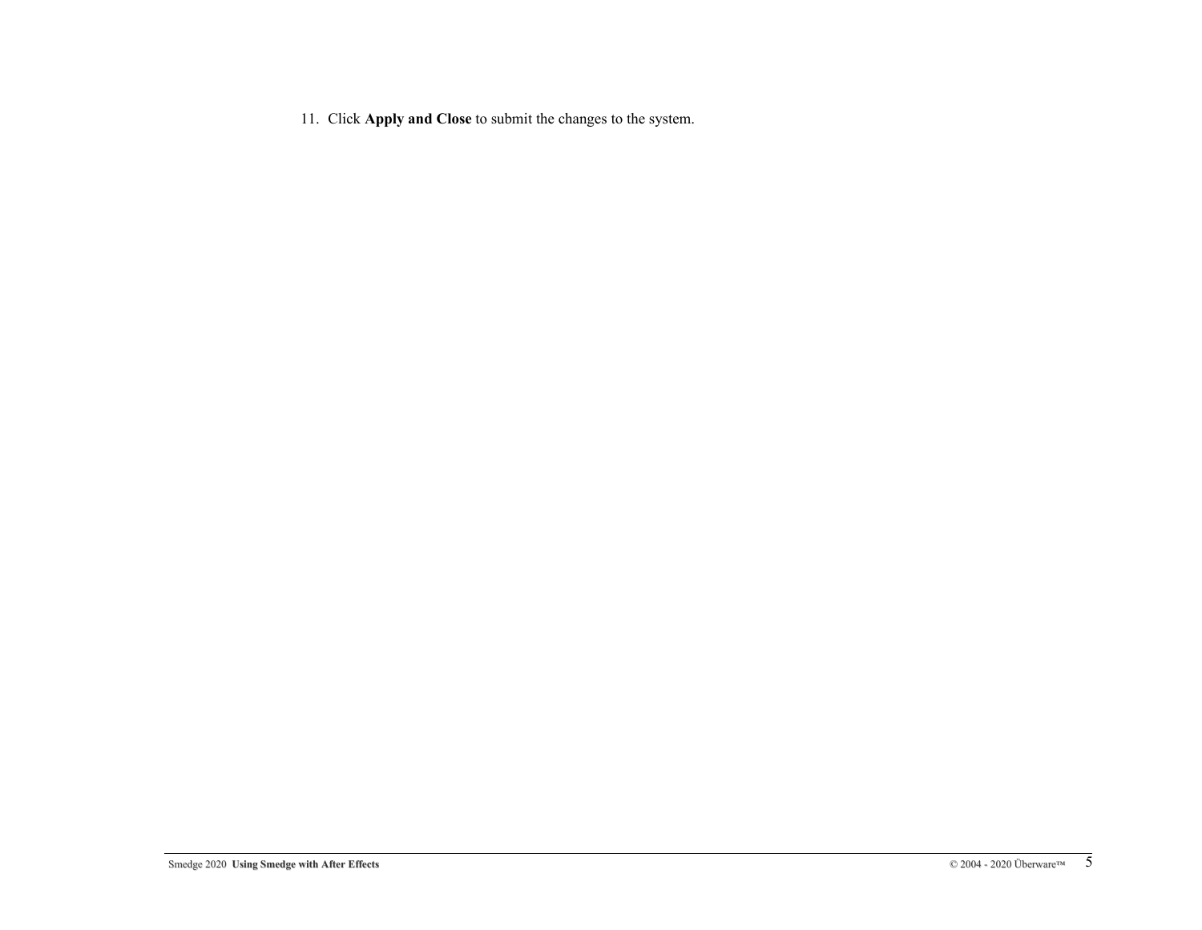11. Click **Apply and Close** to submit the changes to the system.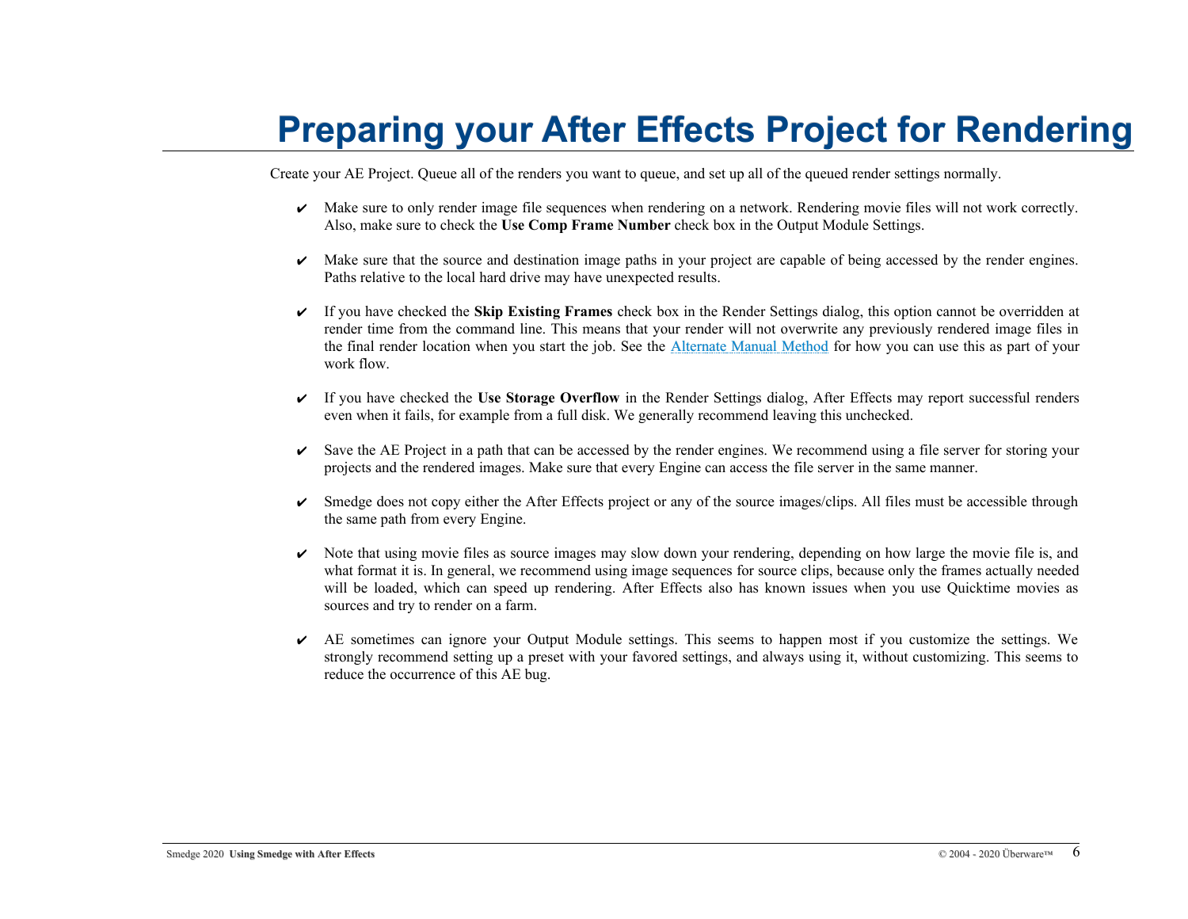# Preparing your After Effects Project for Rendering

Create your AE Project. Queue all of the renders you want to queue, and set up all of the queued render settings normally.

- ✔ Make sure to only render image file sequences when rendering on a network. Rendering movie files will not work correctly. Also, make sure to check the **Use Comp Frame Number** check box in the Output Module Settings.

- ✔ Make sure that the source and destination image paths in your project are capable of being accessed by the render engines. Paths relative to the local hard drive may have unexpected results.

- ✔ If you have checked the **Skip Existing Frames** check box in the Render Settings dialog, this option cannot be overridden at render time from the command line. This means that your render will not overwrite any previously rendered image files in the final render location when you start the job. See the Alternate Manual Method for how you can use this as part of your work flow.

- ✔ If you have checked the **Use Storage Overflow** in the Render Settings dialog, After Effects may report successful renders even when it fails, for example from a full disk. We generally recommend leaving this unchecked.

- ✔ Save the AE Project in a path that can be accessed by the render engines. We recommend using a file server for storing your projects and the rendered images. Make sure that every Engine can access the file server in the same manner.

- ✔ Smedge does not copy either the After Effects project or any of the source images/clips. All files must be accessible through the same path from every Engine.

- ✔ Note that using movie files as source images may slow down your rendering, depending on how large the movie file is, and what format it is. In general, we recommend using image sequences for source clips, because only the frames actually needed will be loaded, which can speed up rendering. After Effects also has known issues when you use Quicktime movies as sources and try to render on a farm.

- ✔ AE sometimes can ignore your Output Module settings. This seems to happen most if you customize the settings. We strongly recommend setting up a preset with your favored settings, and always using it, without customizing. This seems to reduce the occurrence of this AE bug.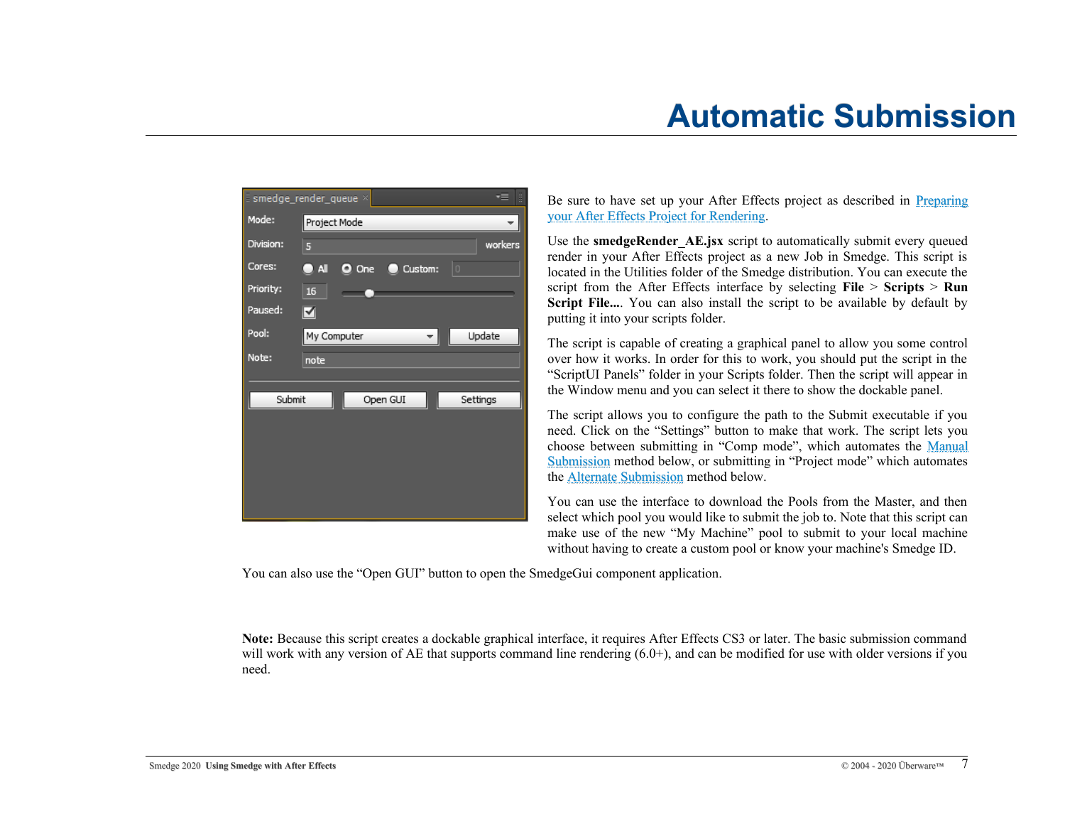# Automatic Submission

Be sure to have set up your After Effects project as described in Preparing your After Effects Project for Rendering.

Use the **smedgeRender_AE.jsx** script to automatically submit every queued render in your After Effects project as a new Job in Smedge. This script is located in the Utilities folder of the Smedge distribution. You can execute the script from the After Effects interface by selecting **File** > **Scripts** > **Run Script File...**. You can also install the script to be available by default by putting it into your scripts folder.

The script is capable of creating a graphical panel to allow you some control over how it works. In order for this to work, you should put the script in the "ScriptUI Panels" folder in your Scripts folder. Then the script will appear in the Window menu and you can select it there to show the dockable panel.

The script allows you to configure the path to the Submit executable if you need. Click on the "Settings" button to make that work. The script lets you choose between submitting in "Comp mode", which automates the Manual Submission method below, or submitting in "Project mode" which automates the Alternate Submission method below.

You can use the interface to download the Pools from the Master, and then select which pool you would like to submit the job to. Note that this script can make use of the new "My Machine" pool to submit to your local machine without having to create a custom pool or know your machine's Smedge ID.

You can also use the "Open GUI" button to open the SmedgeGui component application.

**Note:** Because this script creates a dockable graphical interface, it requires After Effects CS3 or later. The basic submission command will work with any version of AE that supports command line rendering (6.0+), and can be modified for use with older versions if you need.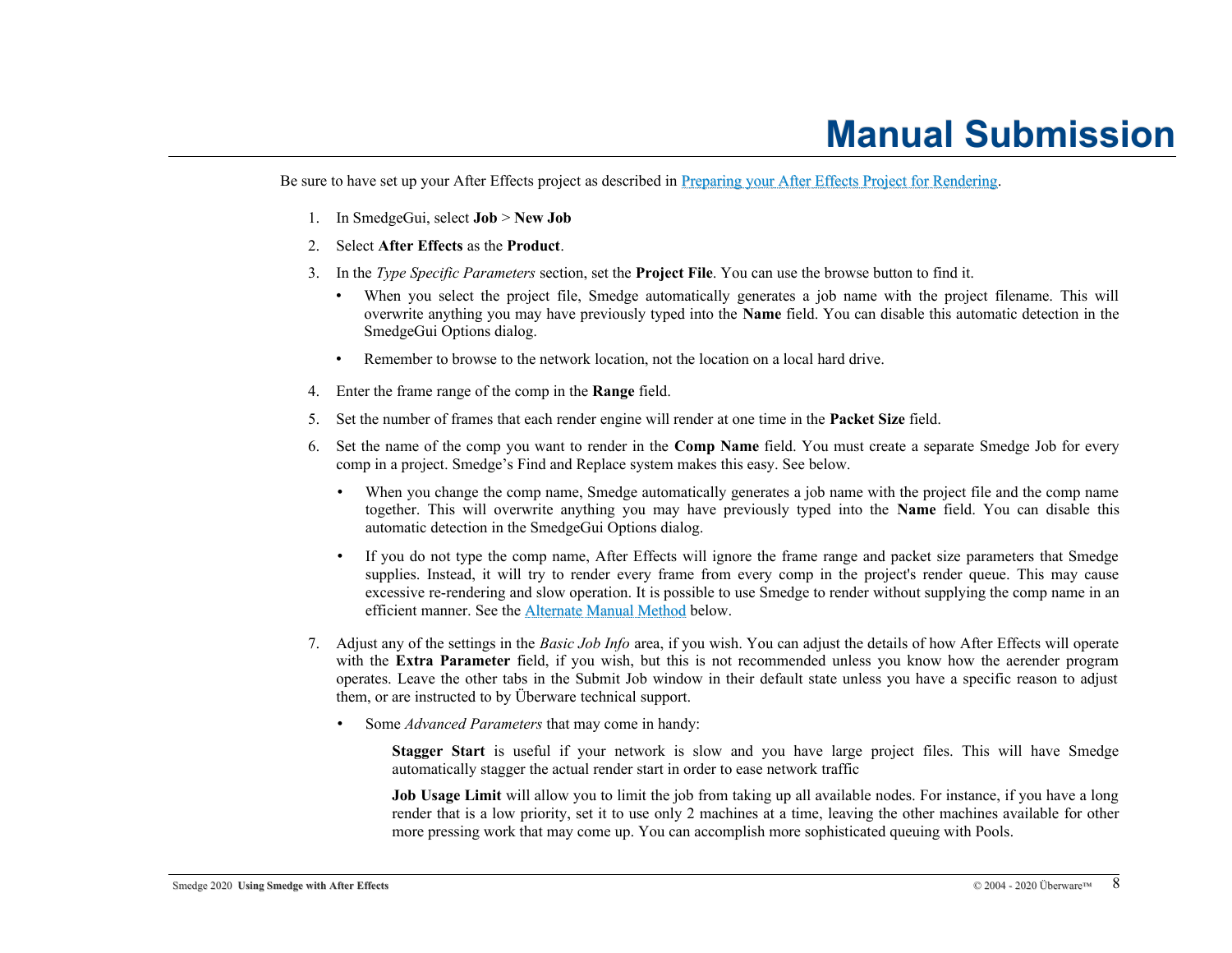# Manual Submission

Be sure to have set up your After Effects project as described in [Preparing your After Effects Project for Rendering].

1. In SmedgeGui, select **Job** > **New Job**
2. Select **After Effects** as the **Product**.
3. In the *Type Specific Parameters* section, set the **Project File**. You can use the browse button to find it.
   - When you select the project file, Smedge automatically generates a job name with the project filename. This will overwrite anything you may have previously typed into the **Name** field. You can disable this automatic detection in the SmedgeGui Options dialog.
   - Remember to browse to the network location, not the location on a local hard drive.
4. Enter the frame range of the comp in the **Range** field.
5. Set the number of frames that each render engine will render at one time in the **Packet Size** field.
6. Set the name of the comp you want to render in the **Comp Name** field. You must create a separate Smedge Job for every comp in a project. Smedge's Find and Replace system makes this easy. See below.
   - When you change the comp name, Smedge automatically generates a job name with the project file and the comp name together. This will overwrite anything you may have previously typed into the **Name** field. You can disable this automatic detection in the SmedgeGui Options dialog.
   - If you do not type the comp name, After Effects will ignore the frame range and packet size parameters that Smedge supplies. Instead, it will try to render every frame from every comp in the project's render queue. This may cause excessive re-rendering and slow operation. It is possible to use Smedge to render without supplying the comp name in an efficient manner. See the [Alternate Manual Method] below.
7. Adjust any of the settings in the *Basic Job Info* area, if you wish. You can adjust the details of how After Effects will operate with the **Extra Parameter** field, if you wish, but this is not recommended unless you know how the aerender program operates. Leave the other tabs in the Submit Job window in their default state unless you have a specific reason to adjust them, or are instructed to by Überware technical support.
   - Some *Advanced Parameters* that may come in handy:

     **Stagger Start** is useful if your network is slow and you have large project files. This will have Smedge automatically stagger the actual render start in order to ease network traffic

     **Job Usage Limit** will allow you to limit the job from taking up all available nodes. For instance, if you have a long render that is a low priority, set it to use only 2 machines at a time, leaving the other machines available for other more pressing work that may come up. You can accomplish more sophisticated queuing with Pools.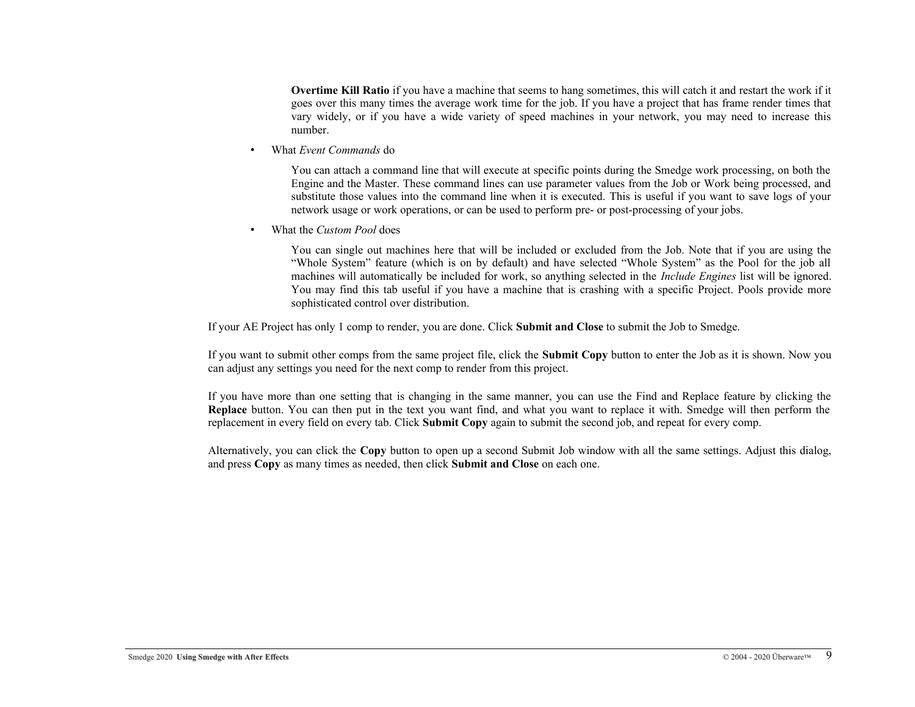**Overtime Kill Ratio** if you have a machine that seems to hang sometimes, this will catch it and restart the work if it goes over this many times the average work time for the job. If you have a project that has frame render times that vary widely, or if you have a wide variety of speed machines in your network, you may need to increase this number.

- What *Event Commands* do

  You can attach a command line that will execute at specific points during the Smedge work processing, on both the Engine and the Master. These command lines can use parameter values from the Job or Work being processed, and substitute those values into the command line when it is executed. This is useful if you want to save logs of your network usage or work operations, or can be used to perform pre- or post-processing of your jobs.

- What the *Custom Pool* does

  You can single out machines here that will be included or excluded from the Job. Note that if you are using the "Whole System" feature (which is on by default) and have selected "Whole System" as the Pool for the job all machines will automatically be included for work, so anything selected in the *Include Engines* list will be ignored. You may find this tab useful if you have a machine that is crashing with a specific Project. Pools provide more sophisticated control over distribution.

If your AE Project has only 1 comp to render, you are done. Click **Submit and Close** to submit the Job to Smedge.

If you want to submit other comps from the same project file, click the **Submit Copy** button to enter the Job as it is shown. Now you can adjust any settings you need for the next comp to render from this project.

If you have more than one setting that is changing in the same manner, you can use the Find and Replace feature by clicking the **Replace** button. You can then put in the text you want find, and what you want to replace it with. Smedge will then perform the replacement in every field on every tab. Click **Submit Copy** again to submit the second job, and repeat for every comp.

Alternatively, you can click the **Copy** button to open up a second Submit Job window with all the same settings. Adjust this dialog, and press **Copy** as many times as needed, then click **Submit and Close** on each one.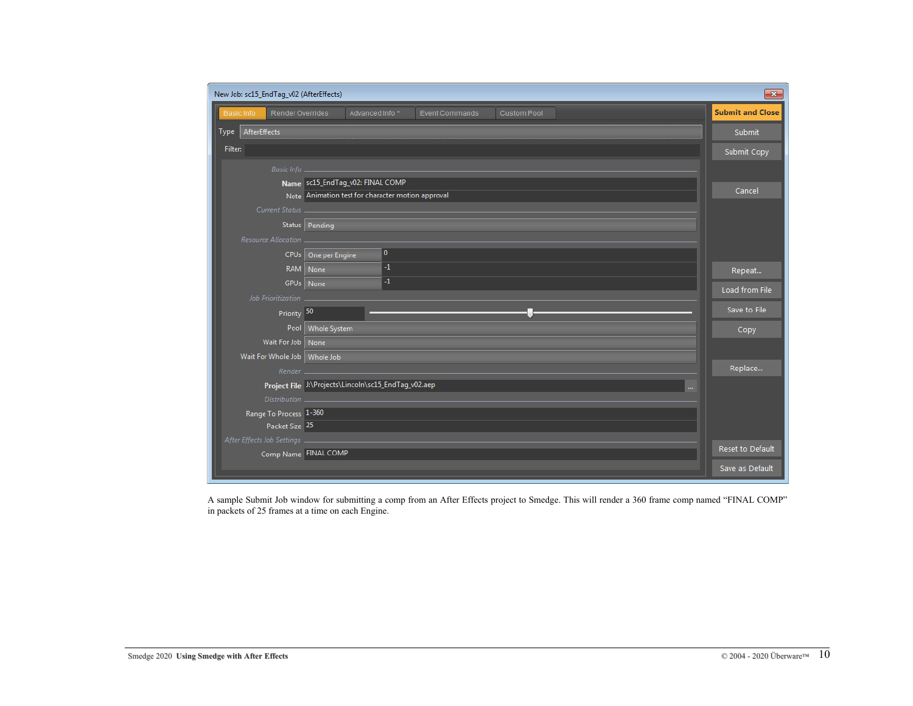New Job: sc15_EndTag_v02 (AfterEffects)

Basic Info | Render Overrides | Advanced Info * | Event Commands | Custom Pool

Type: AfterEffects

Filter:

*Basic Info*

- **Name**: sc15_EndTag_v02: FINAL COMP
- Note: Animation test for character motion approval

*Current Status*

- Status: Pending

*Resource Allocation*

- CPUs: One per Engine, 0
- RAM: None, -1
- GPUs: None, -1

*Job Prioritization*

- Priority: 50
- Pool: Whole System
- Wait For Job: None
- Wait For Whole Job: Whole Job

*Render*

- **Project File**: J:\Projects\Lincoln\sc15_EndTag_v02.aep

*Distribution*

- Range To Process: 1-360
- Packet Size: 25

*After Effects Job Settings*

- Comp Name: FINAL COMP

Buttons: Submit and Close, Submit, Submit Copy, Cancel, Repeat..., Load from File, Save to File, Copy, Replace..., Reset to Default, Save as Default

A sample Submit Job window for submitting a comp from an After Effects project to Smedge. This will render a 360 frame comp named “FINAL COMP” in packets of 25 frames at a time on each Engine.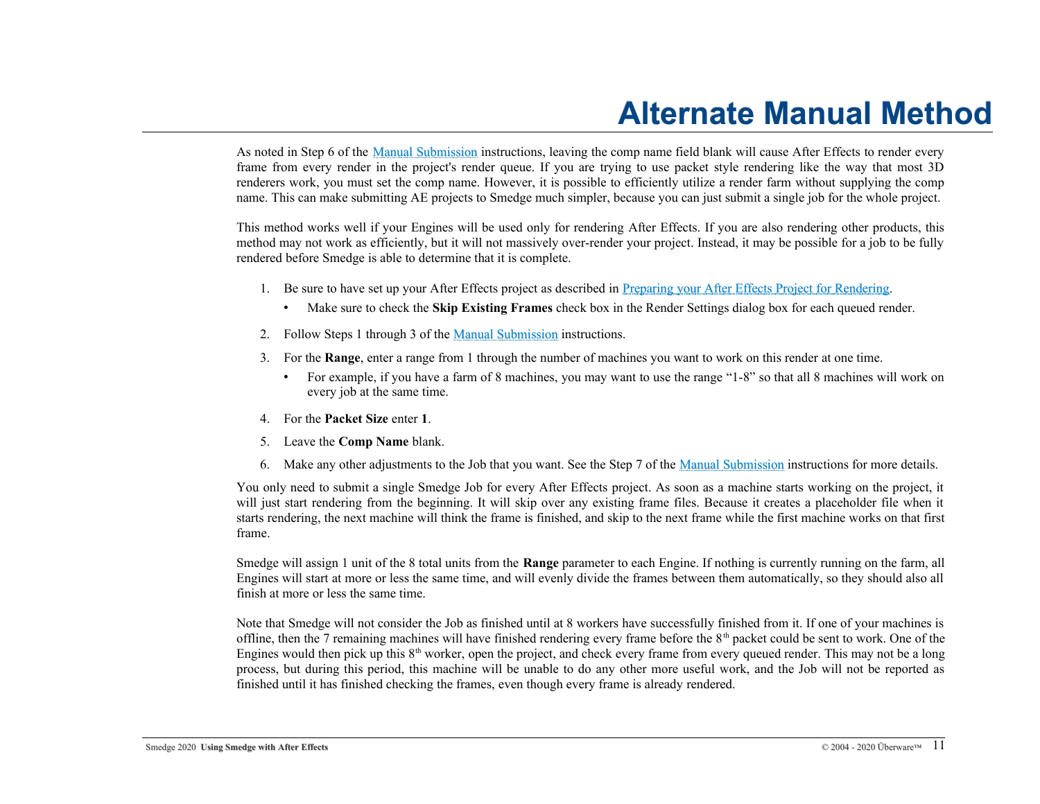# Alternate Manual Method

As noted in Step 6 of the Manual Submission instructions, leaving the comp name field blank will cause After Effects to render every frame from every render in the project's render queue. If you are trying to use packet style rendering like the way that most 3D renderers work, you must set the comp name. However, it is possible to efficiently utilize a render farm without supplying the comp name. This can make submitting AE projects to Smedge much simpler, because you can just submit a single job for the whole project.

This method works well if your Engines will be used only for rendering After Effects. If you are also rendering other products, this method may not work as efficiently, but it will not massively over-render your project. Instead, it may be possible for a job to be fully rendered before Smedge is able to determine that it is complete.

1. Be sure to have set up your After Effects project as described in Preparing your After Effects Project for Rendering.
   - Make sure to check the **Skip Existing Frames** check box in the Render Settings dialog box for each queued render.
2. Follow Steps 1 through 3 of the Manual Submission instructions.
3. For the **Range**, enter a range from 1 through the number of machines you want to work on this render at one time.
   - For example, if you have a farm of 8 machines, you may want to use the range "1-8" so that all 8 machines will work on every job at the same time.
4. For the **Packet Size** enter **1**.
5. Leave the **Comp Name** blank.
6. Make any other adjustments to the Job that you want. See the Step 7 of the Manual Submission instructions for more details.

You only need to submit a single Smedge Job for every After Effects project. As soon as a machine starts working on the project, it will just start rendering from the beginning. It will skip over any existing frame files. Because it creates a placeholder file when it starts rendering, the next machine will think the frame is finished, and skip to the next frame while the first machine works on that first frame.

Smedge will assign 1 unit of the 8 total units from the **Range** parameter to each Engine. If nothing is currently running on the farm, all Engines will start at more or less the same time, and will evenly divide the frames between them automatically, so they should also all finish at more or less the same time.

Note that Smedge will not consider the Job as finished until at 8 workers have successfully finished from it. If one of your machines is offline, then the 7 remaining machines will have finished rendering every frame before the 8th packet could be sent to work. One of the Engines would then pick up this 8th worker, open the project, and check every frame from every queued render. This may not be a long process, but during this period, this machine will be unable to do any other more useful work, and the Job will not be reported as finished until it has finished checking the frames, even though every frame is already rendered.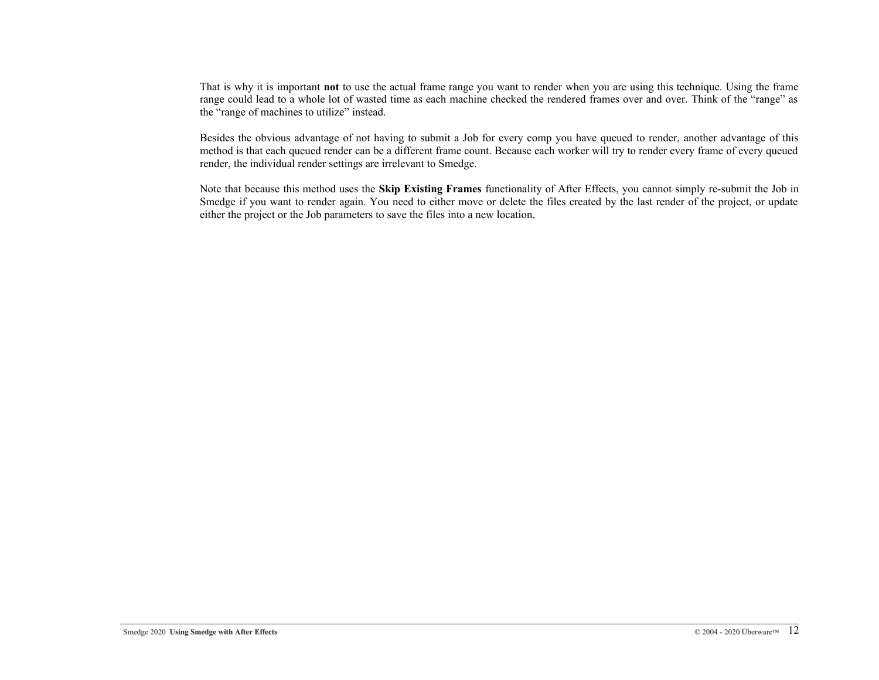That is why it is important **not** to use the actual frame range you want to render when you are using this technique. Using the frame range could lead to a whole lot of wasted time as each machine checked the rendered frames over and over. Think of the “range” as the “range of machines to utilize” instead.

Besides the obvious advantage of not having to submit a Job for every comp you have queued to render, another advantage of this method is that each queued render can be a different frame count. Because each worker will try to render every frame of every queued render, the individual render settings are irrelevant to Smedge.

Note that because this method uses the **Skip Existing Frames** functionality of After Effects, you cannot simply re-submit the Job in Smedge if you want to render again. You need to either move or delete the files created by the last render of the project, or update either the project or the Job parameters to save the files into a new location.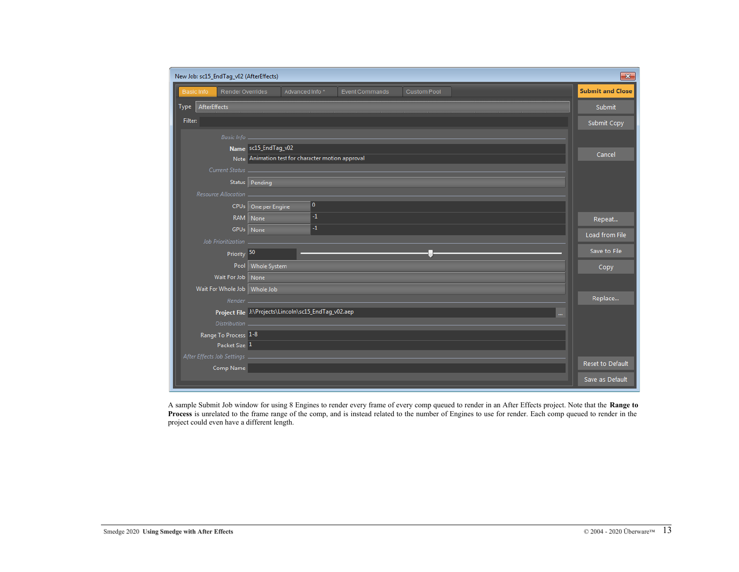A sample Submit Job window for using 8 Engines to render every frame of every comp queued to render in an After Effects project. Note that the **Range to Process** is unrelated to the frame range of the comp, and is instead related to the number of Engines to use for render. Each comp queued to render in the project could even have a different length.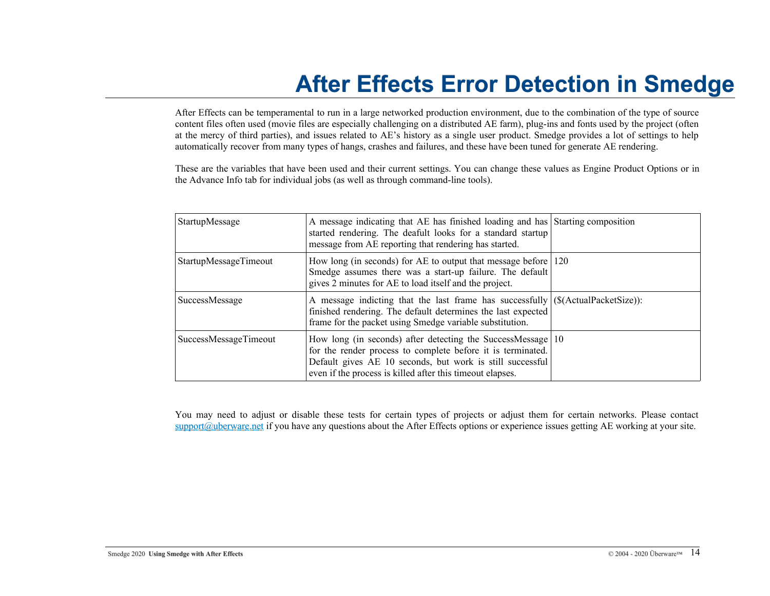# After Effects Error Detection in Smedge

After Effects can be temperamental to run in a large networked production environment, due to the combination of the type of source content files often used (movie files are especially challenging on a distributed AE farm), plug-ins and fonts used by the project (often at the mercy of third parties), and issues related to AE's history as a single user product. Smedge provides a lot of settings to help automatically recover from many types of hangs, crashes and failures, and these have been tuned for generate AE rendering.

These are the variables that have been used and their current settings. You can change these values as Engine Product Options or in the Advance Info tab for individual jobs (as well as through command-line tools).

| | | |
|---|---|---|
| StartupMessage | A message indicating that AE has finished loading and has started rendering. The deafult looks for a standard startup message from AE reporting that rendering has started. | Starting composition |
| StartupMessageTimeout | How long (in seconds) for AE to output that message before Smedge assumes there was a start-up failure. The default gives 2 minutes for AE to load itself and the project. | 120 |
| SuccessMessage | A message indicting that the last frame has successfully finished rendering. The default determines the last expected frame for the packet using Smedge variable substitution. | ($(ActualPacketSize)): |
| SuccessMessageTimeout | How long (in seconds) after detecting the SuccessMessage for the render process to complete before it is terminated. Default gives AE 10 seconds, but work is still successful even if the process is killed after this timeout elapses. | 10 |

You may need to adjust or disable these tests for certain types of projects or adjust them for certain networks. Please contact support@uberware.net if you have any questions about the After Effects options or experience issues getting AE working at your site.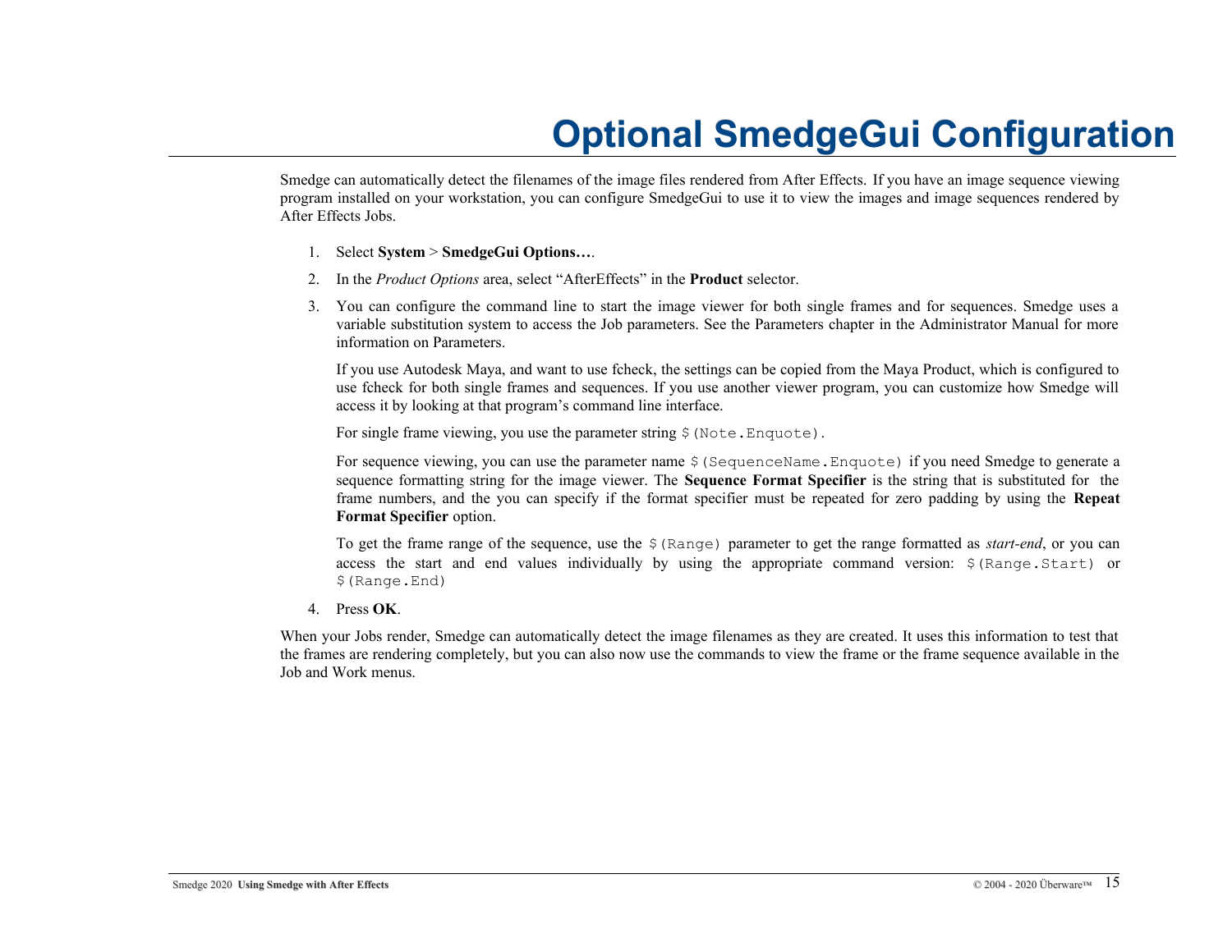# Optional SmedgeGui Configuration

Smedge can automatically detect the filenames of the image files rendered from After Effects. If you have an image sequence viewing program installed on your workstation, you can configure SmedgeGui to use it to view the images and image sequences rendered by After Effects Jobs.

1. Select **System** > **SmedgeGui Options…**.
2. In the *Product Options* area, select “AfterEffects” in the **Product** selector.
3. You can configure the command line to start the image viewer for both single frames and for sequences. Smedge uses a variable substitution system to access the Job parameters. See the Parameters chapter in the Administrator Manual for more information on Parameters.

   If you use Autodesk Maya, and want to use fcheck, the settings can be copied from the Maya Product, which is configured to use fcheck for both single frames and sequences. If you use another viewer program, you can customize how Smedge will access it by looking at that program’s command line interface.

   For single frame viewing, you use the parameter string `$(Note.Enquote)`.

   For sequence viewing, you can use the parameter name `$(SequenceName.Enquote)` if you need Smedge to generate a sequence formatting string for the image viewer. The **Sequence Format Specifier** is the string that is substituted for the frame numbers, and the you can specify if the format specifier must be repeated for zero padding by using the **Repeat Format Specifier** option.

   To get the frame range of the sequence, use the `$(Range)` parameter to get the range formatted as *start-end*, or you can access the start and end values individually by using the appropriate command version: `$(Range.Start)` or `$(Range.End)`
4. Press **OK**.

When your Jobs render, Smedge can automatically detect the image filenames as they are created. It uses this information to test that the frames are rendering completely, but you can also now use the commands to view the frame or the frame sequence available in the Job and Work menus.